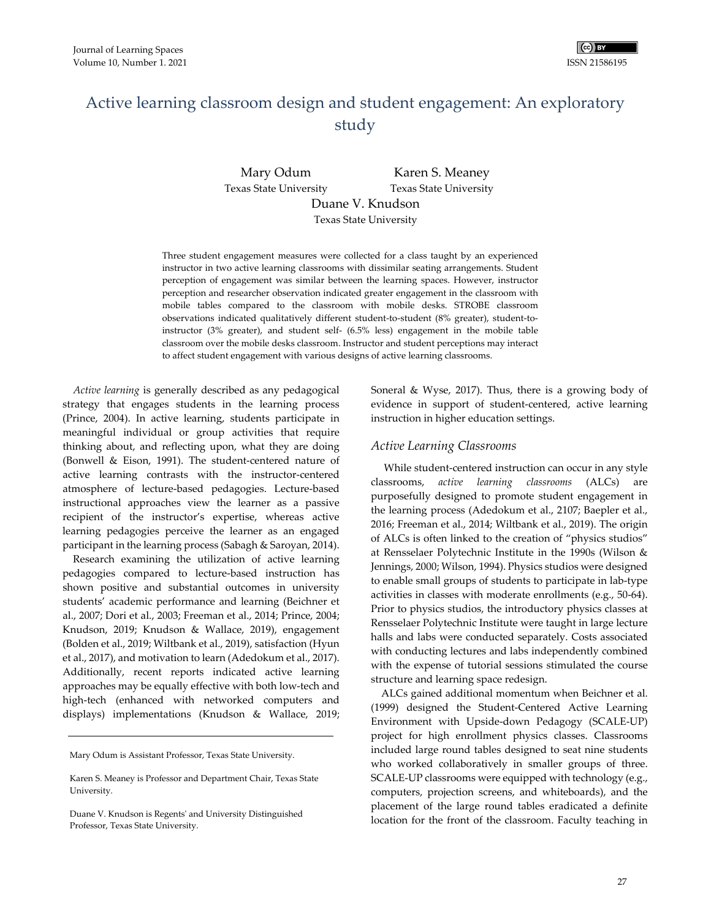# Active learning classroom design and student engagement: An exploratory study

Mary Odum
Texas State University

Karen S. Meaney
Texas State University

Duane V. Knudson
Texas State University

Three student engagement measures were collected for a class taught by an experienced instructor in two active learning classrooms with dissimilar seating arrangements. Student perception of engagement was similar between the learning spaces. However, instructor perception and researcher observation indicated greater engagement in the classroom with mobile tables compared to the classroom with mobile desks. STROBE classroom observations indicated qualitatively different student-to-student (8% greater), student-to-instructor (3% greater), and student self- (6.5% less) engagement in the mobile table classroom over the mobile desks classroom. Instructor and student perceptions may interact to affect student engagement with various designs of active learning classrooms.

*Active learning* is generally described as any pedagogical strategy that engages students in the learning process (Prince, 2004). In active learning, students participate in meaningful individual or group activities that require thinking about, and reflecting upon, what they are doing (Bonwell & Eison, 1991). The student-centered nature of active learning contrasts with the instructor-centered atmosphere of lecture-based pedagogies. Lecture-based instructional approaches view the learner as a passive recipient of the instructor's expertise, whereas active learning pedagogies perceive the learner as an engaged participant in the learning process (Sabagh & Saroyan, 2014).

Research examining the utilization of active learning pedagogies compared to lecture-based instruction has shown positive and substantial outcomes in university students' academic performance and learning (Beichner et al., 2007; Dori et al., 2003; Freeman et al., 2014; Prince, 2004; Knudson, 2019; Knudson & Wallace, 2019), engagement (Bolden et al., 2019; Wiltbank et al., 2019), satisfaction (Hyun et al., 2017), and motivation to learn (Adedokum et al., 2017). Additionally, recent reports indicated active learning approaches may be equally effective with both low-tech and high-tech (enhanced with networked computers and displays) implementations (Knudson & Wallace, 2019; Soneral & Wyse, 2017). Thus, there is a growing body of evidence in support of student-centered, active learning instruction in higher education settings.

## Active Learning Classrooms

While student-centered instruction can occur in any style classrooms, *active learning classrooms* (ALCs) are purposefully designed to promote student engagement in the learning process (Adedokum et al., 2107; Baepler et al., 2016; Freeman et al., 2014; Wiltbank et al., 2019). The origin of ALCs is often linked to the creation of "physics studios" at Rensselaer Polytechnic Institute in the 1990s (Wilson & Jennings, 2000; Wilson, 1994). Physics studios were designed to enable small groups of students to participate in lab-type activities in classes with moderate enrollments (e.g., 50-64). Prior to physics studios, the introductory physics classes at Rensselaer Polytechnic Institute were taught in large lecture halls and labs were conducted separately. Costs associated with conducting lectures and labs independently combined with the expense of tutorial sessions stimulated the course structure and learning space redesign.

ALCs gained additional momentum when Beichner et al. (1999) designed the Student-Centered Active Learning Environment with Upside-down Pedagogy (SCALE-UP) project for high enrollment physics classes. Classrooms included large round tables designed to seat nine students who worked collaboratively in smaller groups of three. SCALE-UP classrooms were equipped with technology (e.g., computers, projection screens, and whiteboards), and the placement of the large round tables eradicated a definite location for the front of the classroom. Faculty teaching in

---

Mary Odum is Assistant Professor, Texas State University.

Karen S. Meaney is Professor and Department Chair, Texas State University.

Duane V. Knudson is Regents' and University Distinguished Professor, Texas State University.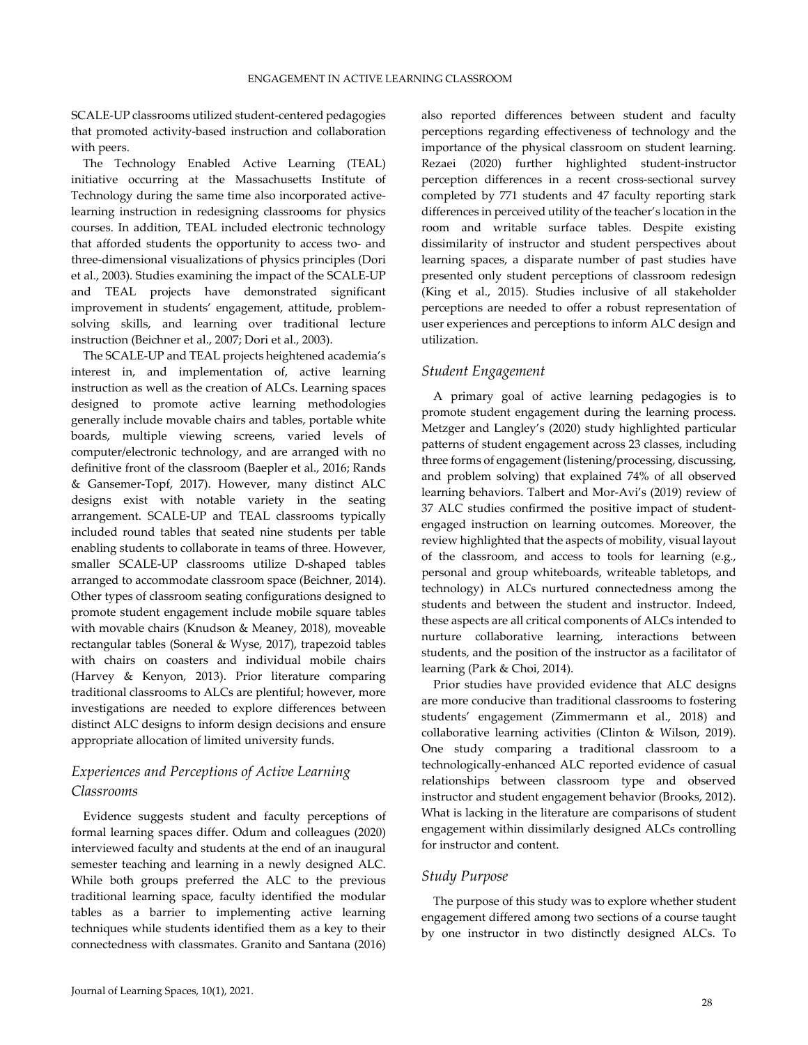SCALE-UP classrooms utilized student-centered pedagogies that promoted activity-based instruction and collaboration with peers.

The Technology Enabled Active Learning (TEAL) initiative occurring at the Massachusetts Institute of Technology during the same time also incorporated active-learning instruction in redesigning classrooms for physics courses. In addition, TEAL included electronic technology that afforded students the opportunity to access two- and three-dimensional visualizations of physics principles (Dori et al., 2003). Studies examining the impact of the SCALE-UP and TEAL projects have demonstrated significant improvement in students' engagement, attitude, problem-solving skills, and learning over traditional lecture instruction (Beichner et al., 2007; Dori et al., 2003).

The SCALE-UP and TEAL projects heightened academia's interest in, and implementation of, active learning instruction as well as the creation of ALCs. Learning spaces designed to promote active learning methodologies generally include movable chairs and tables, portable white boards, multiple viewing screens, varied levels of computer/electronic technology, and are arranged with no definitive front of the classroom (Baepler et al., 2016; Rands & Gansemer-Topf, 2017). However, many distinct ALC designs exist with notable variety in the seating arrangement. SCALE-UP and TEAL classrooms typically included round tables that seated nine students per table enabling students to collaborate in teams of three. However, smaller SCALE-UP classrooms utilize D-shaped tables arranged to accommodate classroom space (Beichner, 2014). Other types of classroom seating configurations designed to promote student engagement include mobile square tables with movable chairs (Knudson & Meaney, 2018), moveable rectangular tables (Soneral & Wyse, 2017), trapezoid tables with chairs on coasters and individual mobile chairs (Harvey & Kenyon, 2013). Prior literature comparing traditional classrooms to ALCs are plentiful; however, more investigations are needed to explore differences between distinct ALC designs to inform design decisions and ensure appropriate allocation of limited university funds.

## *Experiences and Perceptions of Active Learning Classrooms*

Evidence suggests student and faculty perceptions of formal learning spaces differ. Odum and colleagues (2020) interviewed faculty and students at the end of an inaugural semester teaching and learning in a newly designed ALC. While both groups preferred the ALC to the previous traditional learning space, faculty identified the modular tables as a barrier to implementing active learning techniques while students identified them as a key to their connectedness with classmates. Granito and Santana (2016) also reported differences between student and faculty perceptions regarding effectiveness of technology and the importance of the physical classroom on student learning. Rezaei (2020) further highlighted student-instructor perception differences in a recent cross-sectional survey completed by 771 students and 47 faculty reporting stark differences in perceived utility of the teacher's location in the room and writable surface tables. Despite existing dissimilarity of instructor and student perspectives about learning spaces, a disparate number of past studies have presented only student perceptions of classroom redesign (King et al., 2015). Studies inclusive of all stakeholder perceptions are needed to offer a robust representation of user experiences and perceptions to inform ALC design and utilization.

## *Student Engagement*

A primary goal of active learning pedagogies is to promote student engagement during the learning process. Metzger and Langley's (2020) study highlighted particular patterns of student engagement across 23 classes, including three forms of engagement (listening/processing, discussing, and problem solving) that explained 74% of all observed learning behaviors. Talbert and Mor-Avi's (2019) review of 37 ALC studies confirmed the positive impact of student-engaged instruction on learning outcomes. Moreover, the review highlighted that the aspects of mobility, visual layout of the classroom, and access to tools for learning (e.g., personal and group whiteboards, writeable tabletops, and technology) in ALCs nurtured connectedness among the students and between the student and instructor. Indeed, these aspects are all critical components of ALCs intended to nurture collaborative learning, interactions between students, and the position of the instructor as a facilitator of learning (Park & Choi, 2014).

Prior studies have provided evidence that ALC designs are more conducive than traditional classrooms to fostering students' engagement (Zimmermann et al., 2018) and collaborative learning activities (Clinton & Wilson, 2019). One study comparing a traditional classroom to a technologically-enhanced ALC reported evidence of casual relationships between classroom type and observed instructor and student engagement behavior (Brooks, 2012). What is lacking in the literature are comparisons of student engagement within dissimilarly designed ALCs controlling for instructor and content.

## *Study Purpose*

The purpose of this study was to explore whether student engagement differed among two sections of a course taught by one instructor in two distinctly designed ALCs. To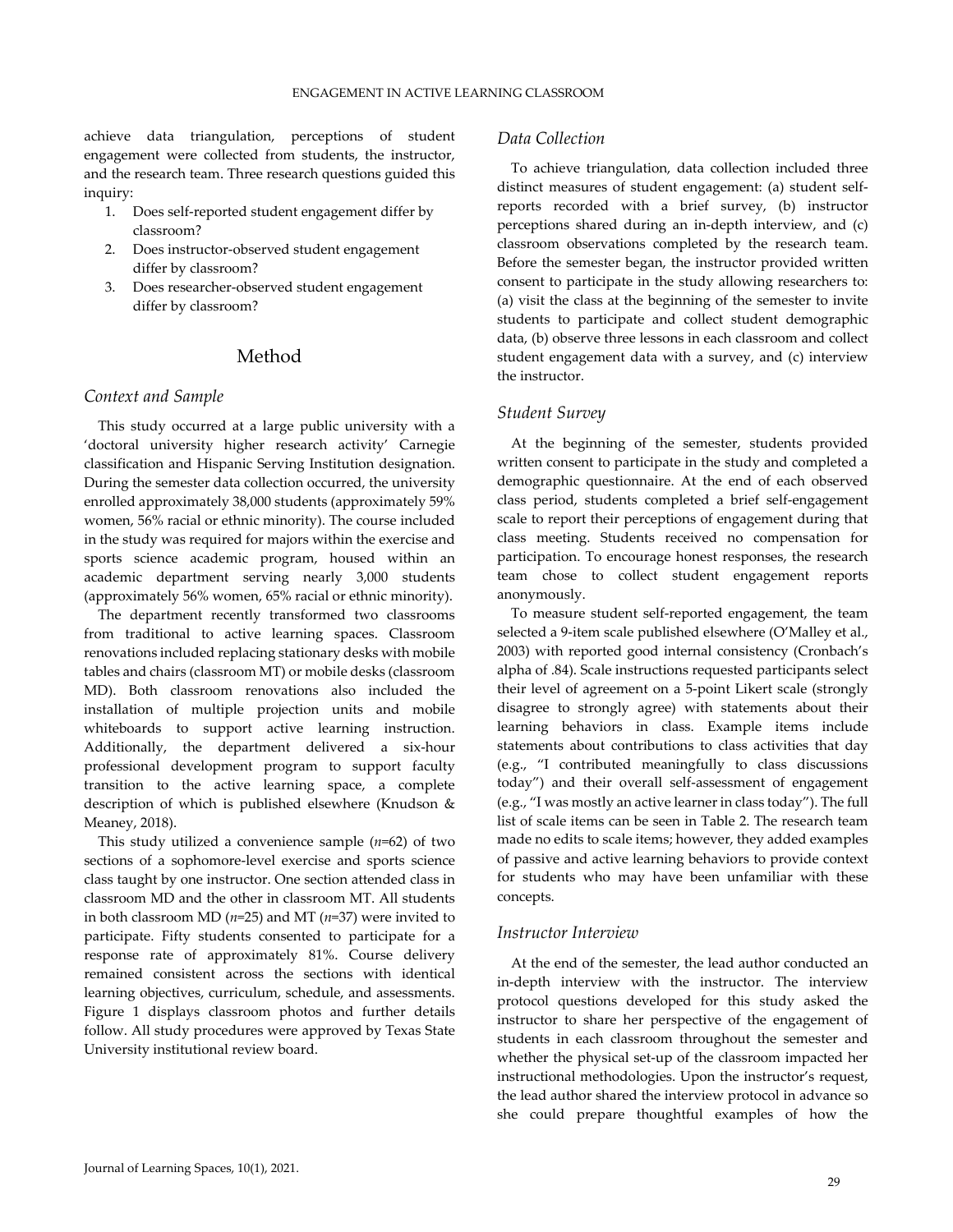achieve data triangulation, perceptions of student engagement were collected from students, the instructor, and the research team. Three research questions guided this inquiry:

1. Does self-reported student engagement differ by classroom?
2. Does instructor-observed student engagement differ by classroom?
3. Does researcher-observed student engagement differ by classroom?

## Method

### *Context and Sample*

This study occurred at a large public university with a 'doctoral university higher research activity' Carnegie classification and Hispanic Serving Institution designation. During the semester data collection occurred, the university enrolled approximately 38,000 students (approximately 59% women, 56% racial or ethnic minority). The course included in the study was required for majors within the exercise and sports science academic program, housed within an academic department serving nearly 3,000 students (approximately 56% women, 65% racial or ethnic minority).

The department recently transformed two classrooms from traditional to active learning spaces. Classroom renovations included replacing stationary desks with mobile tables and chairs (classroom MT) or mobile desks (classroom MD). Both classroom renovations also included the installation of multiple projection units and mobile whiteboards to support active learning instruction. Additionally, the department delivered a six-hour professional development program to support faculty transition to the active learning space, a complete description of which is published elsewhere (Knudson & Meaney, 2018).

This study utilized a convenience sample (*n*=62) of two sections of a sophomore-level exercise and sports science class taught by one instructor. One section attended class in classroom MD and the other in classroom MT. All students in both classroom MD (*n*=25) and MT (*n*=37) were invited to participate. Fifty students consented to participate for a response rate of approximately 81%. Course delivery remained consistent across the sections with identical learning objectives, curriculum, schedule, and assessments. Figure 1 displays classroom photos and further details follow. All study procedures were approved by Texas State University institutional review board.

### *Data Collection*

To achieve triangulation, data collection included three distinct measures of student engagement: (a) student self-reports recorded with a brief survey, (b) instructor perceptions shared during an in-depth interview, and (c) classroom observations completed by the research team. Before the semester began, the instructor provided written consent to participate in the study allowing researchers to: (a) visit the class at the beginning of the semester to invite students to participate and collect student demographic data, (b) observe three lessons in each classroom and collect student engagement data with a survey, and (c) interview the instructor.

### *Student Survey*

At the beginning of the semester, students provided written consent to participate in the study and completed a demographic questionnaire. At the end of each observed class period, students completed a brief self-engagement scale to report their perceptions of engagement during that class meeting. Students received no compensation for participation. To encourage honest responses, the research team chose to collect student engagement reports anonymously.

To measure student self-reported engagement, the team selected a 9-item scale published elsewhere (O'Malley et al., 2003) with reported good internal consistency (Cronbach's alpha of .84). Scale instructions requested participants select their level of agreement on a 5-point Likert scale (strongly disagree to strongly agree) with statements about their learning behaviors in class. Example items include statements about contributions to class activities that day (e.g., "I contributed meaningfully to class discussions today") and their overall self-assessment of engagement (e.g., "I was mostly an active learner in class today"). The full list of scale items can be seen in Table 2. The research team made no edits to scale items; however, they added examples of passive and active learning behaviors to provide context for students who may have been unfamiliar with these concepts.

### *Instructor Interview*

At the end of the semester, the lead author conducted an in-depth interview with the instructor. The interview protocol questions developed for this study asked the instructor to share her perspective of the engagement of students in each classroom throughout the semester and whether the physical set-up of the classroom impacted her instructional methodologies. Upon the instructor's request, the lead author shared the interview protocol in advance so she could prepare thoughtful examples of how the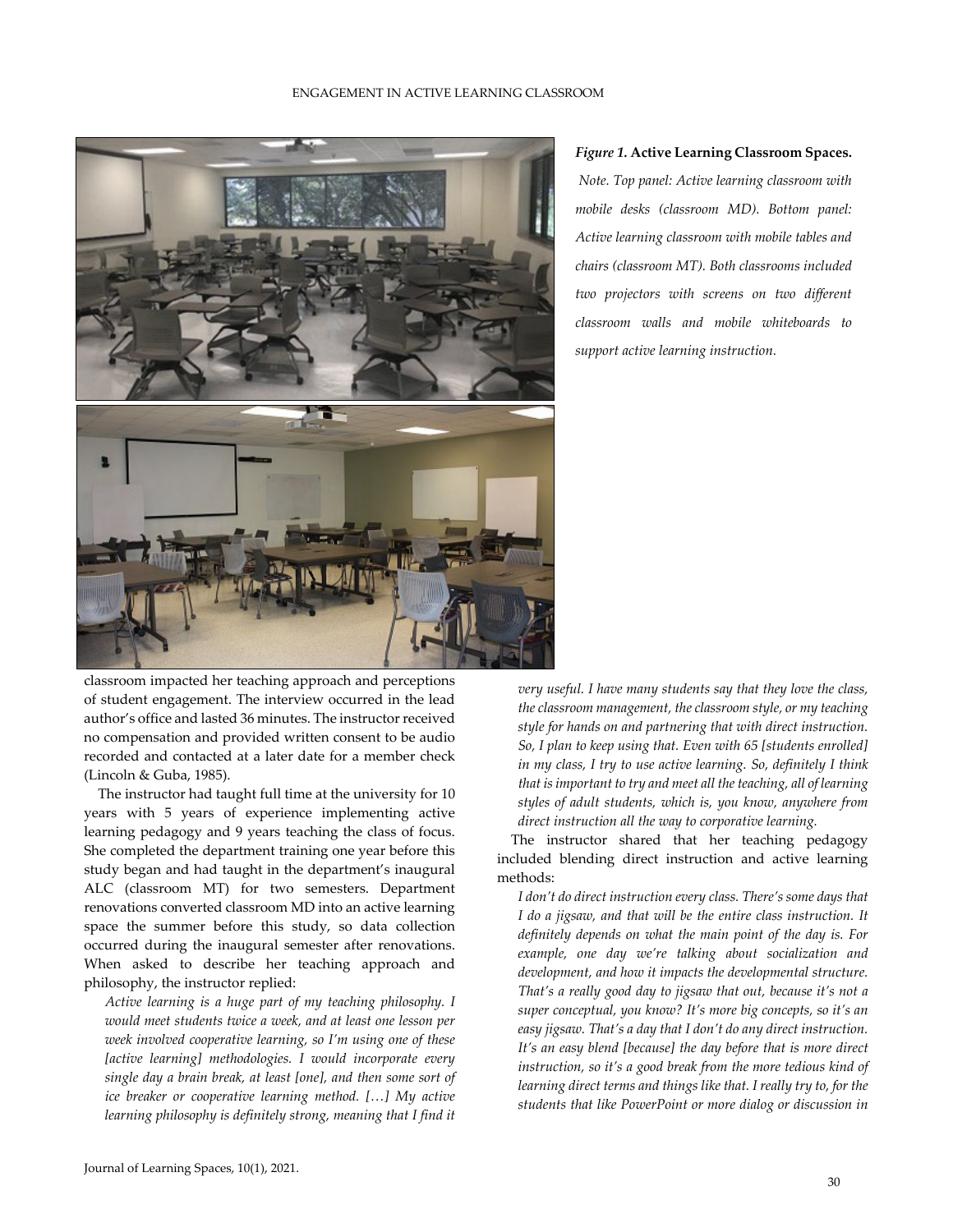*Figure 1.* **Active Learning Classroom Spaces.**

*Note. Top panel: Active learning classroom with mobile desks (classroom MD). Bottom panel: Active learning classroom with mobile tables and chairs (classroom MT). Both classrooms included two projectors with screens on two different classroom walls and mobile whiteboards to support active learning instruction.*

classroom impacted her teaching approach and perceptions of student engagement. The interview occurred in the lead author's office and lasted 36 minutes. The instructor received no compensation and provided written consent to be audio recorded and contacted at a later date for a member check (Lincoln & Guba, 1985).

The instructor had taught full time at the university for 10 years with 5 years of experience implementing active learning pedagogy and 9 years teaching the class of focus. She completed the department training one year before this study began and had taught in the department's inaugural ALC (classroom MT) for two semesters. Department renovations converted classroom MD into an active learning space the summer before this study, so data collection occurred during the inaugural semester after renovations. When asked to describe her teaching approach and philosophy, the instructor replied:

> *Active learning is a huge part of my teaching philosophy. I would meet students twice a week, and at least one lesson per week involved cooperative learning, so I'm using one of these [active learning] methodologies. I would incorporate every single day a brain break, at least [one], and then some sort of ice breaker or cooperative learning method. […] My active learning philosophy is definitely strong, meaning that I find it very useful. I have many students say that they love the class, the classroom management, the classroom style, or my teaching style for hands on and partnering that with direct instruction. So, I plan to keep using that. Even with 65 [students enrolled] in my class, I try to use active learning. So, definitely I think that is important to try and meet all the teaching, all of learning styles of adult students, which is, you know, anywhere from direct instruction all the way to corporative learning.*

The instructor shared that her teaching pedagogy included blending direct instruction and active learning methods:

> *I don't do direct instruction every class. There's some days that I do a jigsaw, and that will be the entire class instruction. It definitely depends on what the main point of the day is. For example, one day we're talking about socialization and development, and how it impacts the developmental structure. That's a really good day to jigsaw that out, because it's not a super conceptual, you know? It's more big concepts, so it's an easy jigsaw. That's a day that I don't do any direct instruction. It's an easy blend [because] the day before that is more direct instruction, so it's a good break from the more tedious kind of learning direct terms and things like that. I really try to, for the students that like PowerPoint or more dialog or discussion in*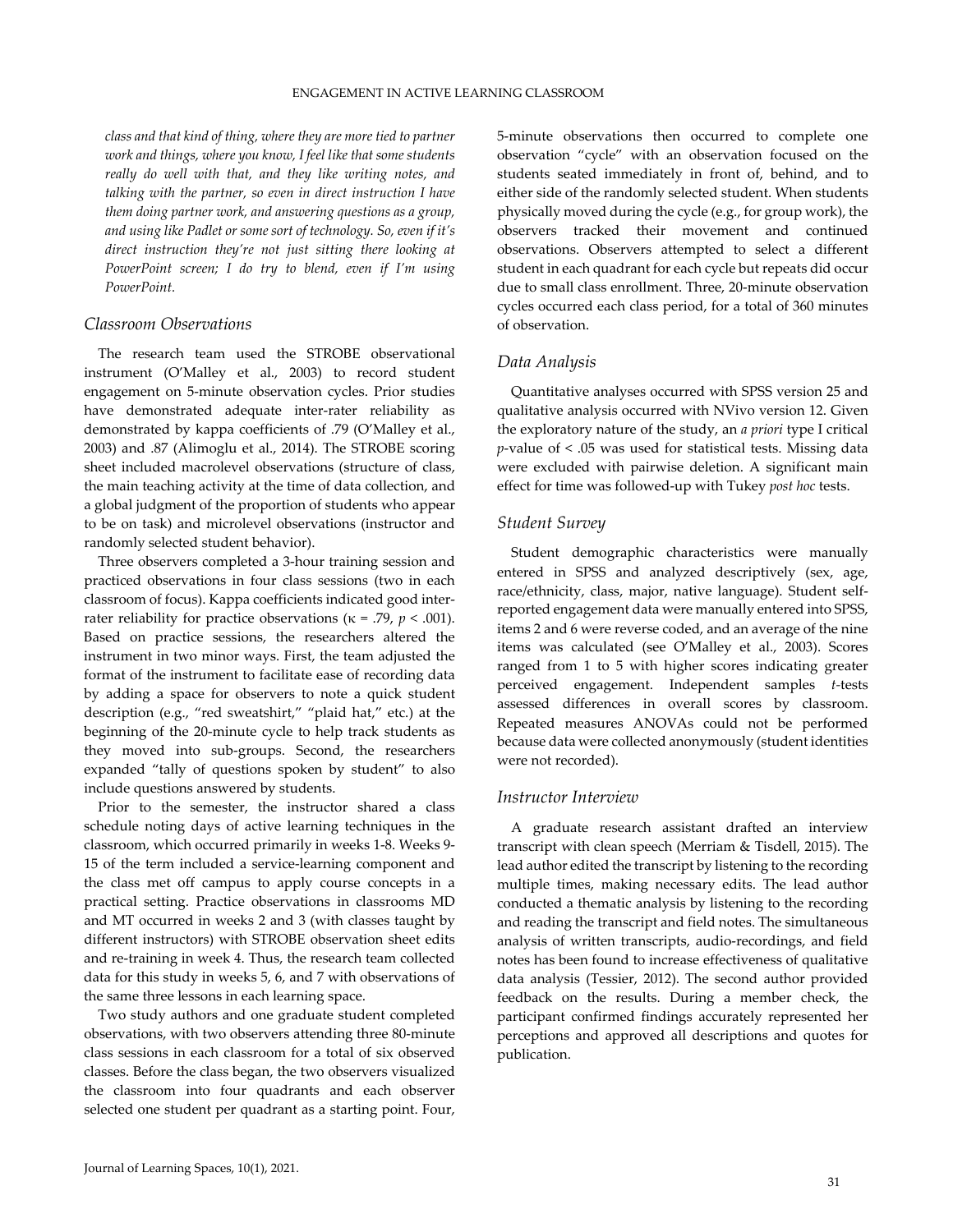*class and that kind of thing, where they are more tied to partner work and things, where you know, I feel like that some students really do well with that, and they like writing notes, and talking with the partner, so even in direct instruction I have them doing partner work, and answering questions as a group, and using like Padlet or some sort of technology. So, even if it's direct instruction they're not just sitting there looking at PowerPoint screen; I do try to blend, even if I'm using PowerPoint.*

### Classroom Observations

The research team used the STROBE observational instrument (O'Malley et al., 2003) to record student engagement on 5-minute observation cycles. Prior studies have demonstrated adequate inter-rater reliability as demonstrated by kappa coefficients of .79 (O'Malley et al., 2003) and .87 (Alimoglu et al., 2014). The STROBE scoring sheet included macrolevel observations (structure of class, the main teaching activity at the time of data collection, and a global judgment of the proportion of students who appear to be on task) and microlevel observations (instructor and randomly selected student behavior).

Three observers completed a 3-hour training session and practiced observations in four class sessions (two in each classroom of focus). Kappa coefficients indicated good inter-rater reliability for practice observations ($\kappa$ = .79, $p$ < .001). Based on practice sessions, the researchers altered the instrument in two minor ways. First, the team adjusted the format of the instrument to facilitate ease of recording data by adding a space for observers to note a quick student description (e.g., "red sweatshirt," "plaid hat," etc.) at the beginning of the 20-minute cycle to help track students as they moved into sub-groups. Second, the researchers expanded "tally of questions spoken by student" to also include questions answered by students.

Prior to the semester, the instructor shared a class schedule noting days of active learning techniques in the classroom, which occurred primarily in weeks 1-8. Weeks 9-15 of the term included a service-learning component and the class met off campus to apply course concepts in a practical setting. Practice observations in classrooms MD and MT occurred in weeks 2 and 3 (with classes taught by different instructors) with STROBE observation sheet edits and re-training in week 4. Thus, the research team collected data for this study in weeks 5, 6, and 7 with observations of the same three lessons in each learning space.

Two study authors and one graduate student completed observations, with two observers attending three 80-minute class sessions in each classroom for a total of six observed classes. Before the class began, the two observers visualized the classroom into four quadrants and each observer selected one student per quadrant as a starting point. Four, 5-minute observations then occurred to complete one observation "cycle" with an observation focused on the students seated immediately in front of, behind, and to either side of the randomly selected student. When students physically moved during the cycle (e.g., for group work), the observers tracked their movement and continued observations. Observers attempted to select a different student in each quadrant for each cycle but repeats did occur due to small class enrollment. Three, 20-minute observation cycles occurred each class period, for a total of 360 minutes of observation.

### Data Analysis

Quantitative analyses occurred with SPSS version 25 and qualitative analysis occurred with NVivo version 12. Given the exploratory nature of the study, an *a priori* type I critical $p$-value of < .05 was used for statistical tests. Missing data were excluded with pairwise deletion. A significant main effect for time was followed-up with Tukey *post hoc* tests.

### Student Survey

Student demographic characteristics were manually entered in SPSS and analyzed descriptively (sex, age, race/ethnicity, class, major, native language). Student self-reported engagement data were manually entered into SPSS, items 2 and 6 were reverse coded, and an average of the nine items was calculated (see O'Malley et al., 2003). Scores ranged from 1 to 5 with higher scores indicating greater perceived engagement. Independent samples $t$-tests assessed differences in overall scores by classroom. Repeated measures ANOVAs could not be performed because data were collected anonymously (student identities were not recorded).

### Instructor Interview

A graduate research assistant drafted an interview transcript with clean speech (Merriam & Tisdell, 2015). The lead author edited the transcript by listening to the recording multiple times, making necessary edits. The lead author conducted a thematic analysis by listening to the recording and reading the transcript and field notes. The simultaneous analysis of written transcripts, audio-recordings, and field notes has been found to increase effectiveness of qualitative data analysis (Tessier, 2012). The second author provided feedback on the results. During a member check, the participant confirmed findings accurately represented her perceptions and approved all descriptions and quotes for publication.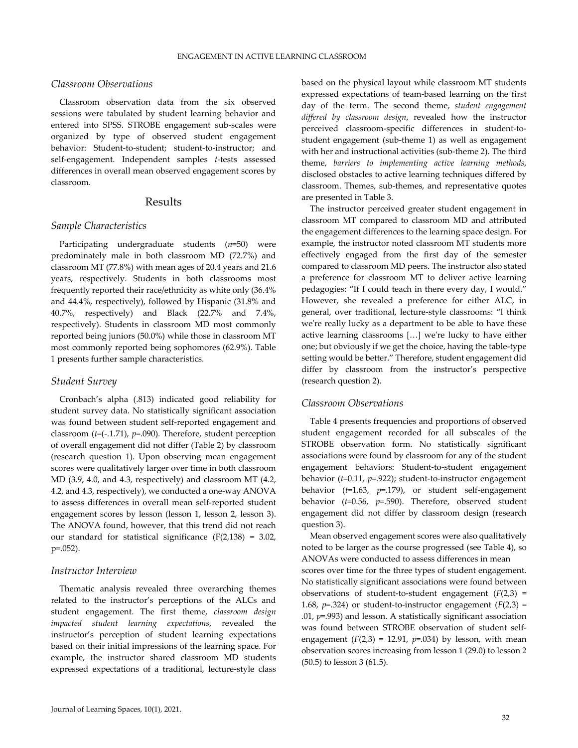### Classroom Observations

Classroom observation data from the six observed sessions were tabulated by student learning behavior and entered into SPSS. STROBE engagement sub-scales were organized by type of observed student engagement behavior: Student-to-student; student-to-instructor; and self-engagement. Independent samples *t*-tests assessed differences in overall mean observed engagement scores by classroom.

## Results

### Sample Characteristics

Participating undergraduate students ($n$=50) were predominately male in both classroom MD (72.7%) and classroom MT (77.8%) with mean ages of 20.4 years and 21.6 years, respectively. Students in both classrooms most frequently reported their race/ethnicity as white only (36.4% and 44.4%, respectively), followed by Hispanic (31.8% and 40.7%, respectively) and Black (22.7% and 7.4%, respectively). Students in classroom MD most commonly reported being juniors (50.0%) while those in classroom MT most commonly reported being sophomores (62.9%). Table 1 presents further sample characteristics.

### Student Survey

Cronbach's alpha (.813) indicated good reliability for student survey data. No statistically significant association was found between student self-reported engagement and classroom ($t$=(-.1.71), $p$=.090). Therefore, student perception of overall engagement did not differ (Table 2) by classroom (research question 1). Upon observing mean engagement scores were qualitatively larger over time in both classroom MD (3.9, 4.0, and 4.3, respectively) and classroom MT (4.2, 4.2, and 4.3, respectively), we conducted a one-way ANOVA to assess differences in overall mean self-reported student engagement scores by lesson (lesson 1, lesson 2, lesson 3). The ANOVA found, however, that this trend did not reach our standard for statistical significance ($F(2,138) = 3.02$, $p$=.052).

### Instructor Interview

Thematic analysis revealed three overarching themes related to the instructor's perceptions of the ALCs and student engagement. The first theme, *classroom design impacted student learning expectations*, revealed the instructor's perception of student learning expectations based on their initial impressions of the learning space. For example, the instructor shared classroom MD students expressed expectations of a traditional, lecture-style class based on the physical layout while classroom MT students expressed expectations of team-based learning on the first day of the term. The second theme, *student engagement differed by classroom design*, revealed how the instructor perceived classroom-specific differences in student-to-student engagement (sub-theme 1) as well as engagement with her and instructional activities (sub-theme 2). The third theme, *barriers to implementing active learning methods*, disclosed obstacles to active learning techniques differed by classroom. Themes, sub-themes, and representative quotes are presented in Table 3.

The instructor perceived greater student engagement in classroom MT compared to classroom MD and attributed the engagement differences to the learning space design. For example, the instructor noted classroom MT students more effectively engaged from the first day of the semester compared to classroom MD peers. The instructor also stated a preference for classroom MT to deliver active learning pedagogies: "If I could teach in there every day, I would." However, she revealed a preference for either ALC, in general, over traditional, lecture-style classrooms: "I think we're really lucky as a department to be able to have these active learning classrooms […] we're lucky to have either one; but obviously if we get the choice, having the table-type setting would be better." Therefore, student engagement did differ by classroom from the instructor's perspective (research question 2).

### Classroom Observations

Table 4 presents frequencies and proportions of observed student engagement recorded for all subscales of the STROBE observation form. No statistically significant associations were found by classroom for any of the student engagement behaviors: Student-to-student engagement behavior ($t$=0.11, $p$=.922); student-to-instructor engagement behavior ($t$=1.63, $p$=.179), or student self-engagement behavior ($t$=0.56, $p$=.590). Therefore, observed student engagement did not differ by classroom design (research question 3).

Mean observed engagement scores were also qualitatively noted to be larger as the course progressed (see Table 4), so ANOVAs were conducted to assess differences in mean scores over time for the three types of student engagement. No statistically significant associations were found between observations of student-to-student engagement ($F(2,3)$ = 1.68, $p$=.324) or student-to-instructor engagement ($F(2,3)$ = .01, $p$=.993) and lesson. A statistically significant association was found between STROBE observation of student self-engagement ($F(2,3)$ = 12.91, $p$=.034) by lesson, with mean observation scores increasing from lesson 1 (29.0) to lesson 2 (50.5) to lesson 3 (61.5).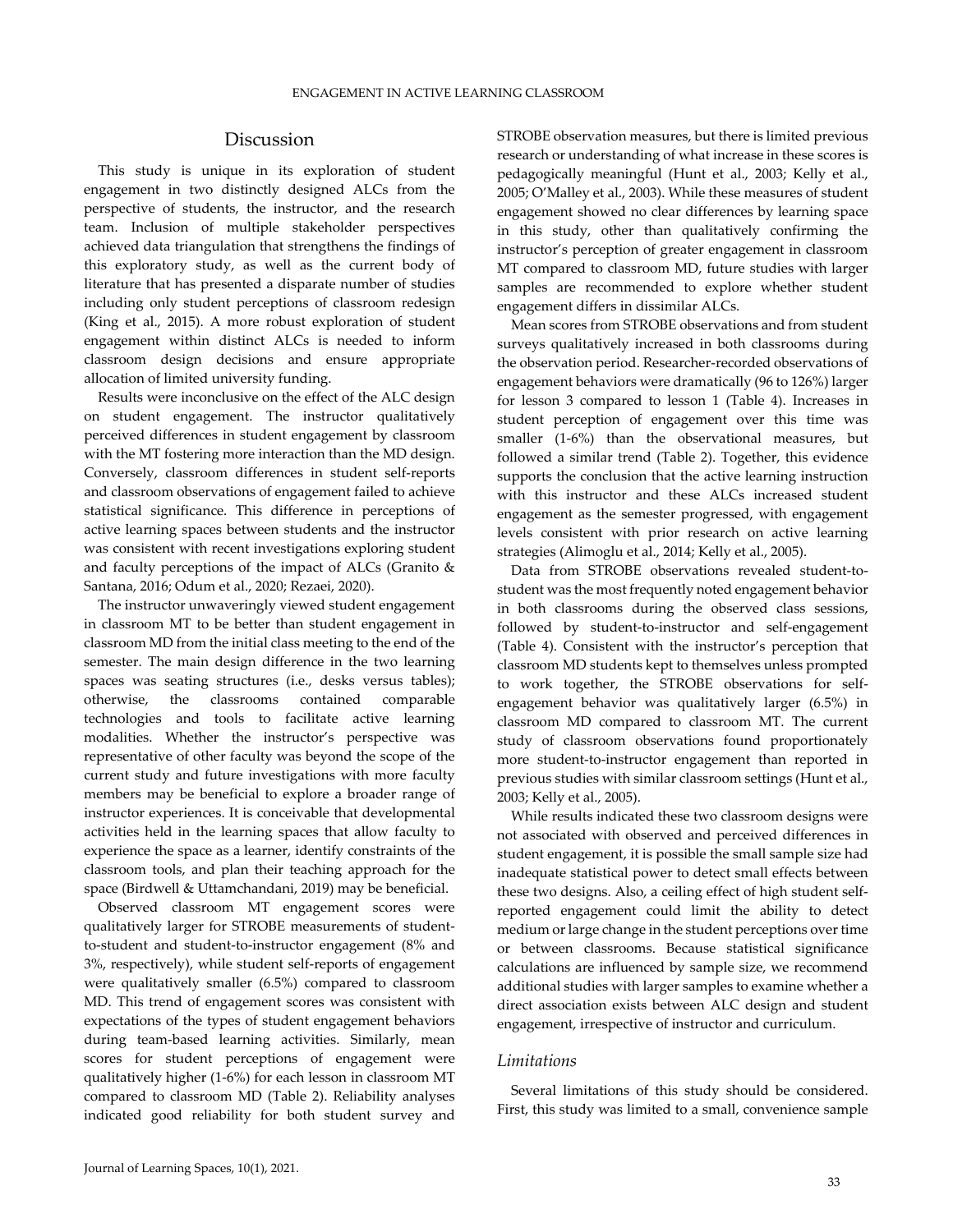## Discussion

This study is unique in its exploration of student engagement in two distinctly designed ALCs from the perspective of students, the instructor, and the research team. Inclusion of multiple stakeholder perspectives achieved data triangulation that strengthens the findings of this exploratory study, as well as the current body of literature that has presented a disparate number of studies including only student perceptions of classroom redesign (King et al., 2015). A more robust exploration of student engagement within distinct ALCs is needed to inform classroom design decisions and ensure appropriate allocation of limited university funding.

Results were inconclusive on the effect of the ALC design on student engagement. The instructor qualitatively perceived differences in student engagement by classroom with the MT fostering more interaction than the MD design. Conversely, classroom differences in student self-reports and classroom observations of engagement failed to achieve statistical significance. This difference in perceptions of active learning spaces between students and the instructor was consistent with recent investigations exploring student and faculty perceptions of the impact of ALCs (Granito & Santana, 2016; Odum et al., 2020; Rezaei, 2020).

The instructor unwaveringly viewed student engagement in classroom MT to be better than student engagement in classroom MD from the initial class meeting to the end of the semester. The main design difference in the two learning spaces was seating structures (i.e., desks versus tables); otherwise, the classrooms contained comparable technologies and tools to facilitate active learning modalities. Whether the instructor's perspective was representative of other faculty was beyond the scope of the current study and future investigations with more faculty members may be beneficial to explore a broader range of instructor experiences. It is conceivable that developmental activities held in the learning spaces that allow faculty to experience the space as a learner, identify constraints of the classroom tools, and plan their teaching approach for the space (Birdwell & Uttamchandani, 2019) may be beneficial.

Observed classroom MT engagement scores were qualitatively larger for STROBE measurements of student-to-student and student-to-instructor engagement (8% and 3%, respectively), while student self-reports of engagement were qualitatively smaller (6.5%) compared to classroom MD. This trend of engagement scores was consistent with expectations of the types of student engagement behaviors during team-based learning activities. Similarly, mean scores for student perceptions of engagement were qualitatively higher (1-6%) for each lesson in classroom MT compared to classroom MD (Table 2). Reliability analyses indicated good reliability for both student survey and STROBE observation measures, but there is limited previous research or understanding of what increase in these scores is pedagogically meaningful (Hunt et al., 2003; Kelly et al., 2005; O'Malley et al., 2003). While these measures of student engagement showed no clear differences by learning space in this study, other than qualitatively confirming the instructor's perception of greater engagement in classroom MT compared to classroom MD, future studies with larger samples are recommended to explore whether student engagement differs in dissimilar ALCs.

Mean scores from STROBE observations and from student surveys qualitatively increased in both classrooms during the observation period. Researcher-recorded observations of engagement behaviors were dramatically (96 to 126%) larger for lesson 3 compared to lesson 1 (Table 4). Increases in student perception of engagement over this time was smaller (1-6%) than the observational measures, but followed a similar trend (Table 2). Together, this evidence supports the conclusion that the active learning instruction with this instructor and these ALCs increased student engagement as the semester progressed, with engagement levels consistent with prior research on active learning strategies (Alimoglu et al., 2014; Kelly et al., 2005).

Data from STROBE observations revealed student-to-student was the most frequently noted engagement behavior in both classrooms during the observed class sessions, followed by student-to-instructor and self-engagement (Table 4). Consistent with the instructor's perception that classroom MD students kept to themselves unless prompted to work together, the STROBE observations for self-engagement behavior was qualitatively larger (6.5%) in classroom MD compared to classroom MT. The current study of classroom observations found proportionately more student-to-instructor engagement than reported in previous studies with similar classroom settings (Hunt et al., 2003; Kelly et al., 2005).

While results indicated these two classroom designs were not associated with observed and perceived differences in student engagement, it is possible the small sample size had inadequate statistical power to detect small effects between these two designs. Also, a ceiling effect of high student self-reported engagement could limit the ability to detect medium or large change in the student perceptions over time or between classrooms. Because statistical significance calculations are influenced by sample size, we recommend additional studies with larger samples to examine whether a direct association exists between ALC design and student engagement, irrespective of instructor and curriculum.

### *Limitations*

Several limitations of this study should be considered. First, this study was limited to a small, convenience sample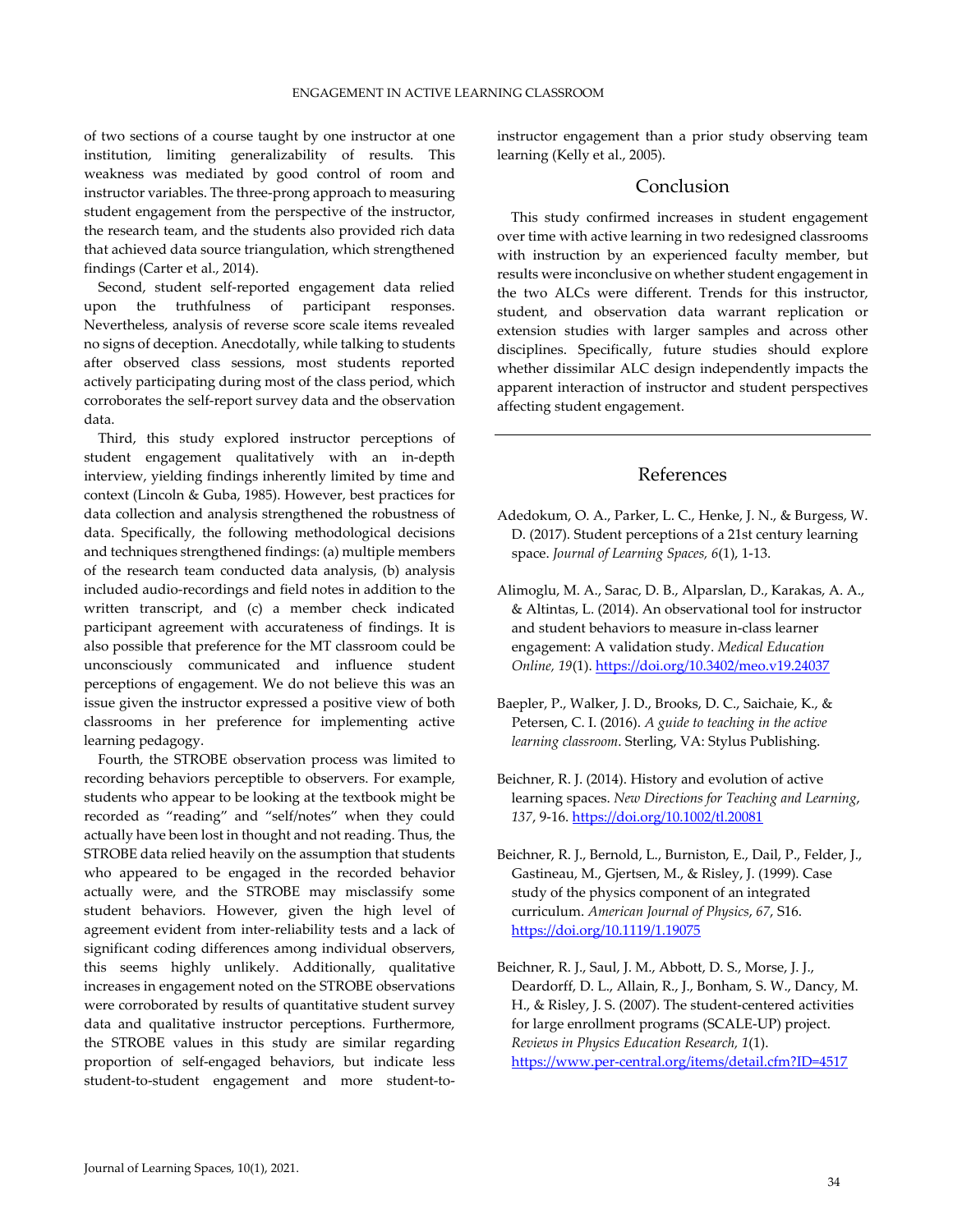of two sections of a course taught by one instructor at one institution, limiting generalizability of results. This weakness was mediated by good control of room and instructor variables. The three-prong approach to measuring student engagement from the perspective of the instructor, the research team, and the students also provided rich data that achieved data source triangulation, which strengthened findings (Carter et al., 2014).

Second, student self-reported engagement data relied upon the truthfulness of participant responses. Nevertheless, analysis of reverse score scale items revealed no signs of deception. Anecdotally, while talking to students after observed class sessions, most students reported actively participating during most of the class period, which corroborates the self-report survey data and the observation data.

Third, this study explored instructor perceptions of student engagement qualitatively with an in-depth interview, yielding findings inherently limited by time and context (Lincoln & Guba, 1985). However, best practices for data collection and analysis strengthened the robustness of data. Specifically, the following methodological decisions and techniques strengthened findings: (a) multiple members of the research team conducted data analysis, (b) analysis included audio-recordings and field notes in addition to the written transcript, and (c) a member check indicated participant agreement with accurateness of findings. It is also possible that preference for the MT classroom could be unconsciously communicated and influence student perceptions of engagement. We do not believe this was an issue given the instructor expressed a positive view of both classrooms in her preference for implementing active learning pedagogy.

Fourth, the STROBE observation process was limited to recording behaviors perceptible to observers. For example, students who appear to be looking at the textbook might be recorded as "reading" and "self/notes" when they could actually have been lost in thought and not reading. Thus, the STROBE data relied heavily on the assumption that students who appeared to be engaged in the recorded behavior actually were, and the STROBE may misclassify some student behaviors. However, given the high level of agreement evident from inter-reliability tests and a lack of significant coding differences among individual observers, this seems highly unlikely. Additionally, qualitative increases in engagement noted on the STROBE observations were corroborated by results of quantitative student survey data and qualitative instructor perceptions. Furthermore, the STROBE values in this study are similar regarding proportion of self-engaged behaviors, but indicate less student-to-student engagement and more student-to-instructor engagement than a prior study observing team learning (Kelly et al., 2005).

## Conclusion

This study confirmed increases in student engagement over time with active learning in two redesigned classrooms with instruction by an experienced faculty member, but results were inconclusive on whether student engagement in the two ALCs were different. Trends for this instructor, student, and observation data warrant replication or extension studies with larger samples and across other disciplines. Specifically, future studies should explore whether dissimilar ALC design independently impacts the apparent interaction of instructor and student perspectives affecting student engagement.

---

## References

Adedokum, O. A., Parker, L. C., Henke, J. N., & Burgess, W. D. (2017). Student perceptions of a 21st century learning space. *Journal of Learning Spaces, 6*(1), 1-13.

Alimoglu, M. A., Sarac, D. B., Alparslan, D., Karakas, A. A., & Altintas, L. (2014). An observational tool for instructor and student behaviors to measure in-class learner engagement: A validation study. *Medical Education Online, 19*(1). https://doi.org/10.3402/meo.v19.24037

Baepler, P., Walker, J. D., Brooks, D. C., Saichaie, K., & Petersen, C. I. (2016). *A guide to teaching in the active learning classroom*. Sterling, VA: Stylus Publishing.

Beichner, R. J. (2014). History and evolution of active learning spaces. *New Directions for Teaching and Learning, 137*, 9-16. https://doi.org/10.1002/tl.20081

Beichner, R. J., Bernold, L., Burniston, E., Dail, P., Felder, J., Gastineau, M., Gjertsen, M., & Risley, J. (1999). Case study of the physics component of an integrated curriculum. *American Journal of Physics, 67*, S16. https://doi.org/10.1119/1.19075

Beichner, R. J., Saul, J. M., Abbott, D. S., Morse, J. J., Deardorff, D. L., Allain, R., J., Bonham, S. W., Dancy, M. H., & Risley, J. S. (2007). The student-centered activities for large enrollment programs (SCALE-UP) project. *Reviews in Physics Education Research, 1*(1). https://www.per-central.org/items/detail.cfm?ID=4517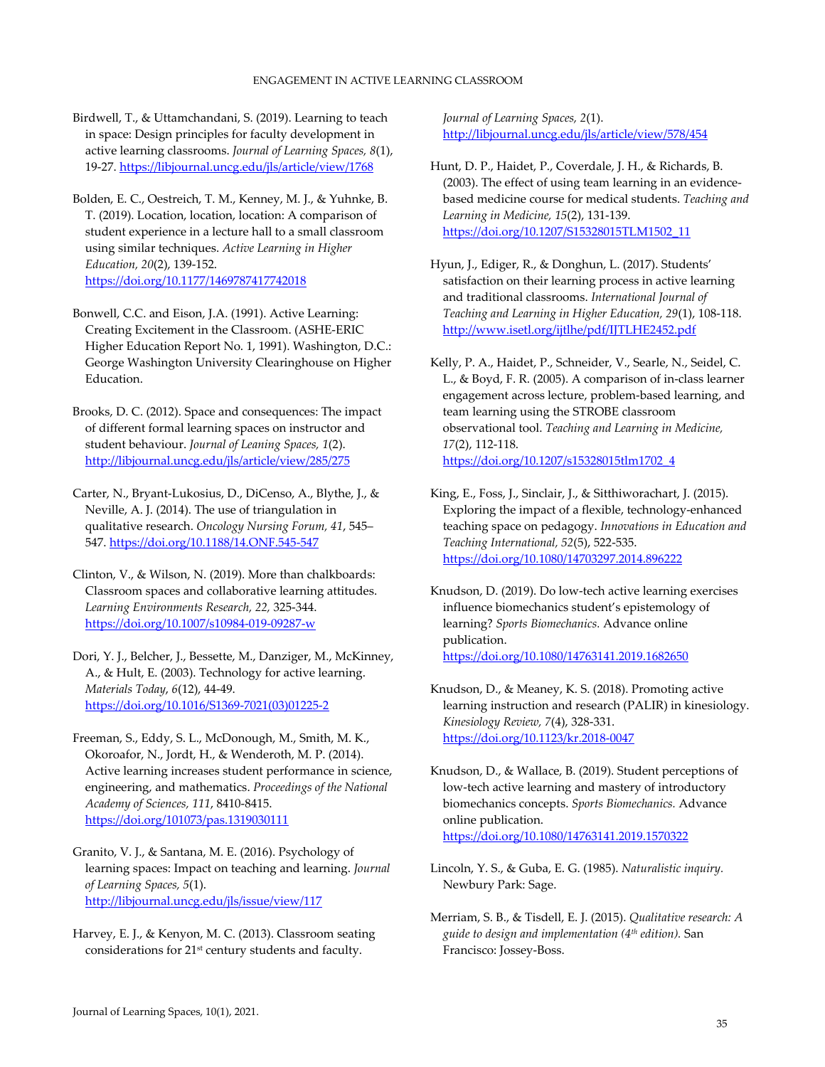Birdwell, T., & Uttamchandani, S. (2019). Learning to teach in space: Design principles for faculty development in active learning classrooms. *Journal of Learning Spaces, 8*(1), 19-27. https://libjournal.uncg.edu/jls/article/view/1768

Bolden, E. C., Oestreich, T. M., Kenney, M. J., & Yuhnke, B. T. (2019). Location, location, location: A comparison of student experience in a lecture hall to a small classroom using similar techniques. *Active Learning in Higher Education, 20*(2), 139-152. https://doi.org/10.1177/1469787417742018

Bonwell, C.C. and Eison, J.A. (1991). Active Learning: Creating Excitement in the Classroom. (ASHE-ERIC Higher Education Report No. 1, 1991). Washington, D.C.: George Washington University Clearinghouse on Higher Education.

Brooks, D. C. (2012). Space and consequences: The impact of different formal learning spaces on instructor and student behaviour. *Journal of Leaning Spaces, 1*(2). http://libjournal.uncg.edu/jls/article/view/285/275

Carter, N., Bryant-Lukosius, D., DiCenso, A., Blythe, J., & Neville, A. J. (2014). The use of triangulation in qualitative research. *Oncology Nursing Forum, 41*, 545–547. https://doi.org/10.1188/14.ONF.545-547

Clinton, V., & Wilson, N. (2019). More than chalkboards: Classroom spaces and collaborative learning attitudes. *Learning Environments Research, 22,* 325-344. https://doi.org/10.1007/s10984-019-09287-w

Dori, Y. J., Belcher, J., Bessette, M., Danziger, M., McKinney, A., & Hult, E. (2003). Technology for active learning. *Materials Today*, *6*(12), 44-49. https://doi.org/10.1016/S1369-7021(03)01225-2

Freeman, S., Eddy, S. L., McDonough, M., Smith, M. K., Okoroafor, N., Jordt, H., & Wenderoth, M. P. (2014). Active learning increases student performance in science, engineering, and mathematics. *Proceedings of the National Academy of Sciences, 111*, 8410-8415. https://doi.org/101073/pas.1319030111

Granito, V. J., & Santana, M. E. (2016). Psychology of learning spaces: Impact on teaching and learning. *Journal of Learning Spaces, 5*(1). http://libjournal.uncg.edu/jls/issue/view/117

Harvey, E. J., & Kenyon, M. C. (2013). Classroom seating considerations for 21st century students and faculty. *Journal of Learning Spaces, 2*(1). http://libjournal.uncg.edu/jls/article/view/578/454

Hunt, D. P., Haidet, P., Coverdale, J. H., & Richards, B. (2003). The effect of using team learning in an evidence-based medicine course for medical students. *Teaching and Learning in Medicine, 15*(2), 131-139. https://doi.org/10.1207/S15328015TLM1502_11

Hyun, J., Ediger, R., & Donghun, L. (2017). Students' satisfaction on their learning process in active learning and traditional classrooms. *International Journal of Teaching and Learning in Higher Education, 29*(1), 108-118. http://www.isetl.org/ijtlhe/pdf/IJTLHE2452.pdf

Kelly, P. A., Haidet, P., Schneider, V., Searle, N., Seidel, C. L., & Boyd, F. R. (2005). A comparison of in-class learner engagement across lecture, problem-based learning, and team learning using the STROBE classroom observational tool. *Teaching and Learning in Medicine, 17*(2), 112-118. https://doi.org/10.1207/s15328015tlm1702_4

King, E., Foss, J., Sinclair, J., & Sitthiworachart, J. (2015). Exploring the impact of a flexible, technology-enhanced teaching space on pedagogy. *Innovations in Education and Teaching International, 52*(5), 522-535. https://doi.org/10.1080/14703297.2014.896222

Knudson, D. (2019). Do low-tech active learning exercises influence biomechanics student's epistemology of learning? *Sports Biomechanics.* Advance online publication. https://doi.org/10.1080/14763141.2019.1682650

Knudson, D., & Meaney, K. S. (2018). Promoting active learning instruction and research (PALIR) in kinesiology. *Kinesiology Review, 7*(4), 328-331. https://doi.org/10.1123/kr.2018-0047

Knudson, D., & Wallace, B. (2019). Student perceptions of low-tech active learning and mastery of introductory biomechanics concepts. *Sports Biomechanics.* Advance online publication. https://doi.org/10.1080/14763141.2019.1570322

Lincoln, Y. S., & Guba, E. G. (1985). *Naturalistic inquiry.* Newbury Park: Sage.

Merriam, S. B., & Tisdell, E. J. (2015). *Qualitative research: A guide to design and implementation (4th edition).* San Francisco: Jossey-Boss.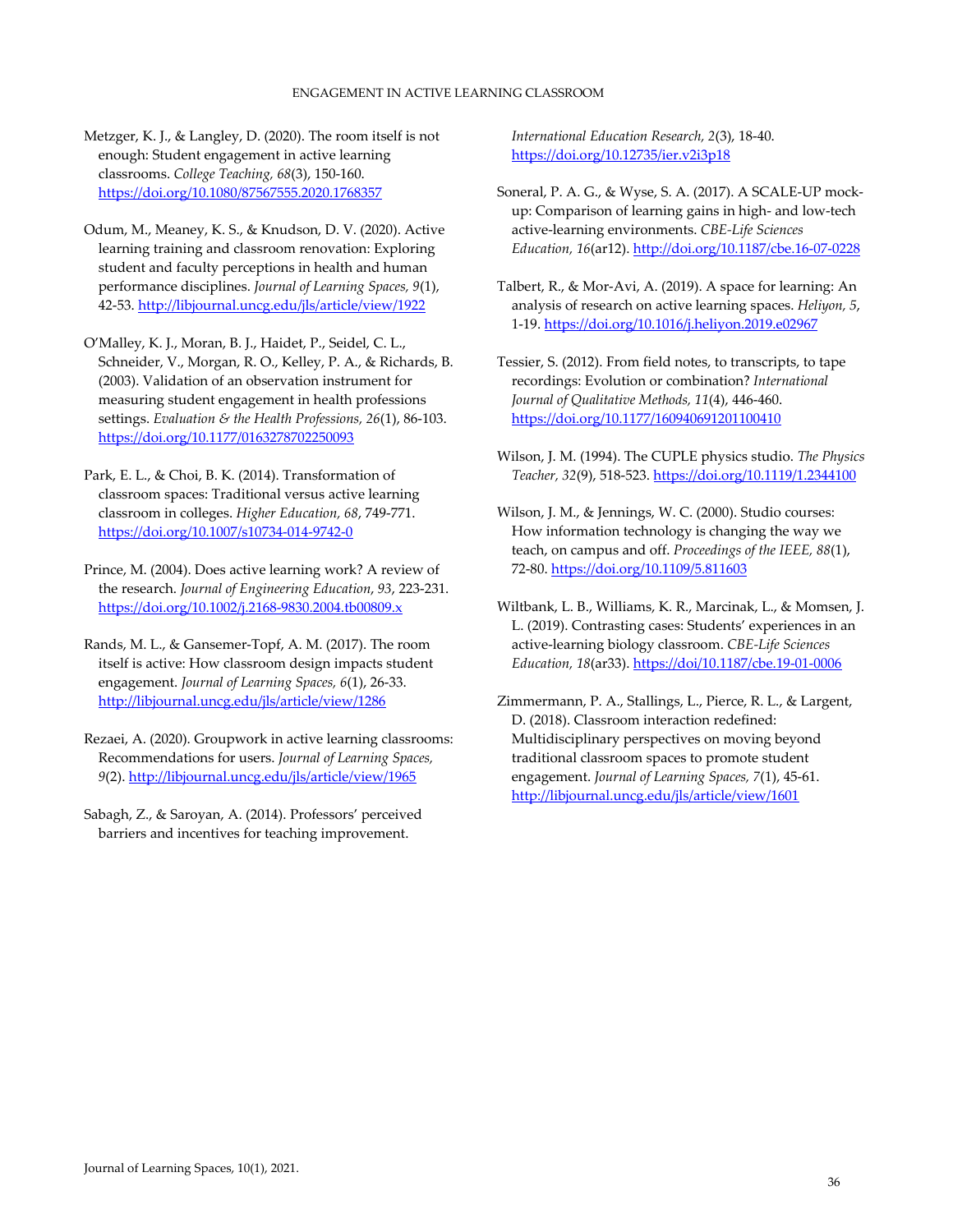Metzger, K. J., & Langley, D. (2020). The room itself is not enough: Student engagement in active learning classrooms. *College Teaching, 68*(3), 150-160. https://doi.org/10.1080/87567555.2020.1768357

Odum, M., Meaney, K. S., & Knudson, D. V. (2020). Active learning training and classroom renovation: Exploring student and faculty perceptions in health and human performance disciplines. *Journal of Learning Spaces, 9*(1), 42-53. http://libjournal.uncg.edu/jls/article/view/1922

O'Malley, K. J., Moran, B. J., Haidet, P., Seidel, C. L., Schneider, V., Morgan, R. O., Kelley, P. A., & Richards, B. (2003). Validation of an observation instrument for measuring student engagement in health professions settings. *Evaluation & the Health Professions, 26*(1), 86-103. https://doi.org/10.1177/0163278702250093

Park, E. L., & Choi, B. K. (2014). Transformation of classroom spaces: Traditional versus active learning classroom in colleges. *Higher Education, 68*, 749-771. https://doi.org/10.1007/s10734-014-9742-0

Prince, M. (2004). Does active learning work? A review of the research. *Journal of Engineering Education*, *93*, 223-231. https://doi.org/10.1002/j.2168-9830.2004.tb00809.x

Rands, M. L., & Gansemer-Topf, A. M. (2017). The room itself is active: How classroom design impacts student engagement. *Journal of Learning Spaces, 6*(1), 26-33. http://libjournal.uncg.edu/jls/article/view/1286

Rezaei, A. (2020). Groupwork in active learning classrooms: Recommendations for users. *Journal of Learning Spaces, 9*(2). http://libjournal.uncg.edu/jls/article/view/1965

Sabagh, Z., & Saroyan, A. (2014). Professors' perceived barriers and incentives for teaching improvement. *International Education Research, 2*(3), 18-40. https://doi.org/10.12735/ier.v2i3p18

Soneral, P. A. G., & Wyse, S. A. (2017). A SCALE-UP mock-up: Comparison of learning gains in high- and low-tech active-learning environments. *CBE-Life Sciences Education, 16*(ar12). http://doi.org/10.1187/cbe.16-07-0228

Talbert, R., & Mor-Avi, A. (2019). A space for learning: An analysis of research on active learning spaces. *Heliyon, 5*, 1-19. https://doi.org/10.1016/j.heliyon.2019.e02967

Tessier, S. (2012). From field notes, to transcripts, to tape recordings: Evolution or combination? *International Journal of Qualitative Methods, 11*(4), 446-460. https://doi.org/10.1177/160940691201100410

Wilson, J. M. (1994). The CUPLE physics studio. *The Physics Teacher, 32*(9), 518-523. https://doi.org/10.1119/1.2344100

Wilson, J. M., & Jennings, W. C. (2000). Studio courses: How information technology is changing the way we teach, on campus and off. *Proceedings of the IEEE, 88*(1), 72-80. https://doi.org/10.1109/5.811603

Wiltbank, L. B., Williams, K. R., Marcinak, L., & Momsen, J. L. (2019). Contrasting cases: Students' experiences in an active-learning biology classroom. *CBE-Life Sciences Education, 18*(ar33). https://doi/10.1187/cbe.19-01-0006

Zimmermann, P. A., Stallings, L., Pierce, R. L., & Largent, D. (2018). Classroom interaction redefined: Multidisciplinary perspectives on moving beyond traditional classroom spaces to promote student engagement. *Journal of Learning Spaces, 7*(1), 45-61. http://libjournal.uncg.edu/jls/article/view/1601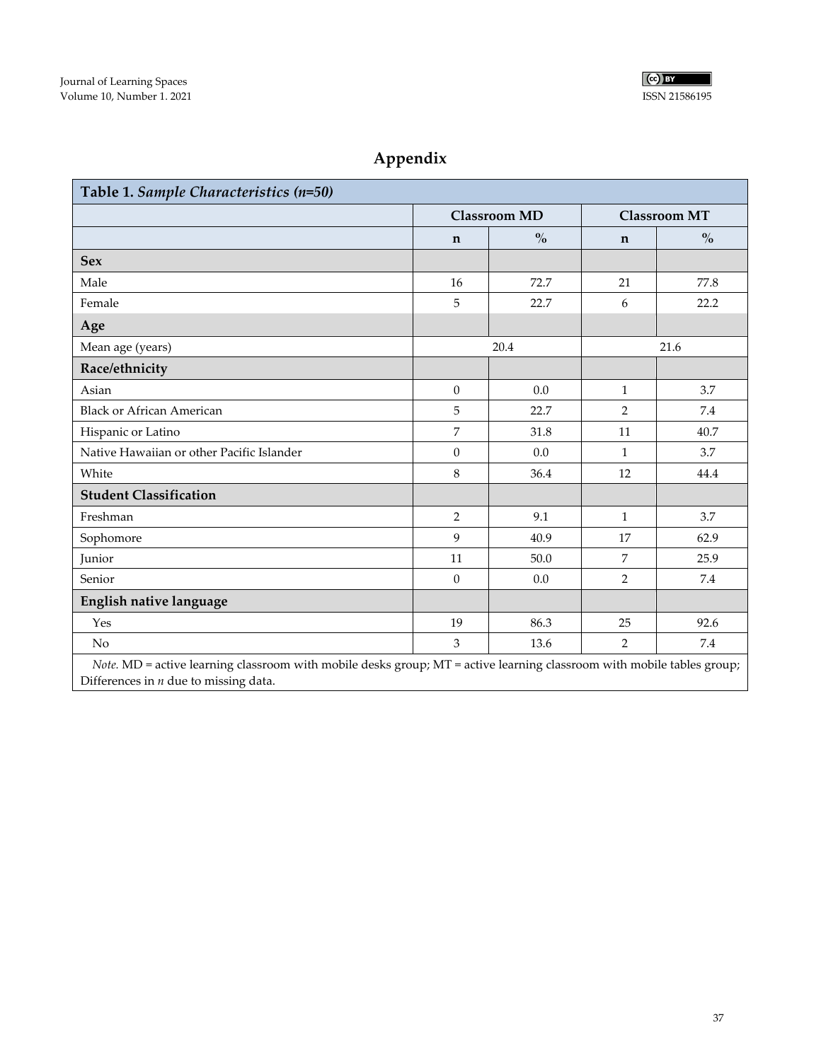# Appendix

**Table 1.** *Sample Characteristics (n=50)*

| | Classroom MD | | Classroom MT | |
|---|---|---|---|---|
| | **n** | **%** | **n** | **%** |
| **Sex** | | | | |
| Male | 16 | 72.7 | 21 | 77.8 |
| Female | 5 | 22.7 | 6 | 22.2 |
| **Age** | | | | |
| Mean age (years) | 20.4 | | 21.6 | |
| **Race/ethnicity** | | | | |
| Asian | 0 | 0.0 | 1 | 3.7 |
| Black or African American | 5 | 22.7 | 2 | 7.4 |
| Hispanic or Latino | 7 | 31.8 | 11 | 40.7 |
| Native Hawaiian or other Pacific Islander | 0 | 0.0 | 1 | 3.7 |
| White | 8 | 36.4 | 12 | 44.4 |
| **Student Classification** | | | | |
| Freshman | 2 | 9.1 | 1 | 3.7 |
| Sophomore | 9 | 40.9 | 17 | 62.9 |
| Junior | 11 | 50.0 | 7 | 25.9 |
| Senior | 0 | 0.0 | 2 | 7.4 |
| **English native language** | | | | |
| Yes | 19 | 86.3 | 25 | 92.6 |
| No | 3 | 13.6 | 2 | 7.4 |

*Note.* MD = active learning classroom with mobile desks group; MT = active learning classroom with mobile tables group; Differences in *n* due to missing data.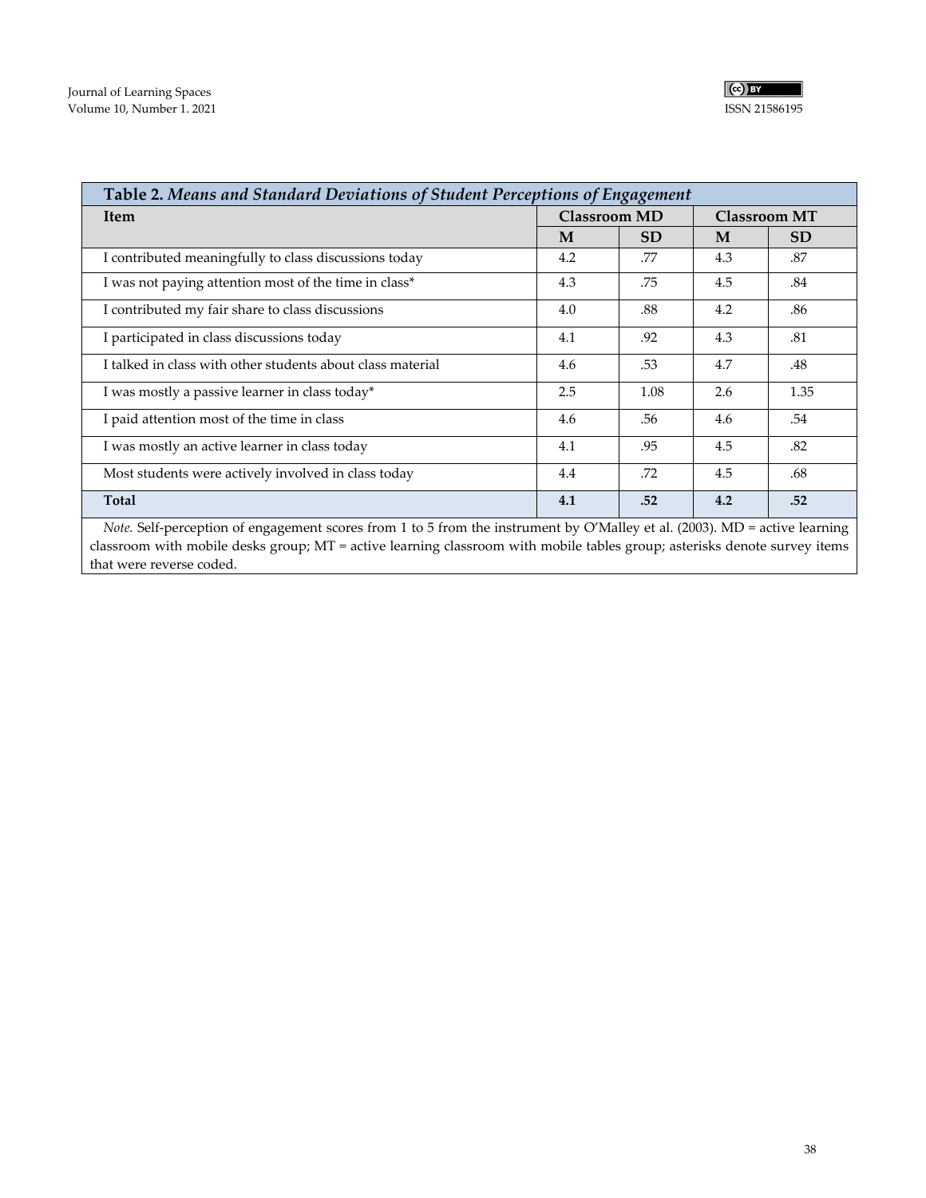**Table 2.** *Means and Standard Deviations of Student Perceptions of Engagement*

| Item | Classroom MD | | Classroom MT | |
|---|---|---|---|---|
| | M | SD | M | SD |
| I contributed meaningfully to class discussions today | 4.2 | .77 | 4.3 | .87 |
| I was not paying attention most of the time in class* | 4.3 | .75 | 4.5 | .84 |
| I contributed my fair share to class discussions | 4.0 | .88 | 4.2 | .86 |
| I participated in class discussions today | 4.1 | .92 | 4.3 | .81 |
| I talked in class with other students about class material | 4.6 | .53 | 4.7 | .48 |
| I was mostly a passive learner in class today* | 2.5 | 1.08 | 2.6 | 1.35 |
| I paid attention most of the time in class | 4.6 | .56 | 4.6 | .54 |
| I was mostly an active learner in class today | 4.1 | .95 | 4.5 | .82 |
| Most students were actively involved in class today | 4.4 | .72 | 4.5 | .68 |
| **Total** | **4.1** | **.52** | **4.2** | **.52** |

*Note.* Self-perception of engagement scores from 1 to 5 from the instrument by O'Malley et al. (2003). MD = active learning classroom with mobile desks group; MT = active learning classroom with mobile tables group; asterisks denote survey items that were reverse coded.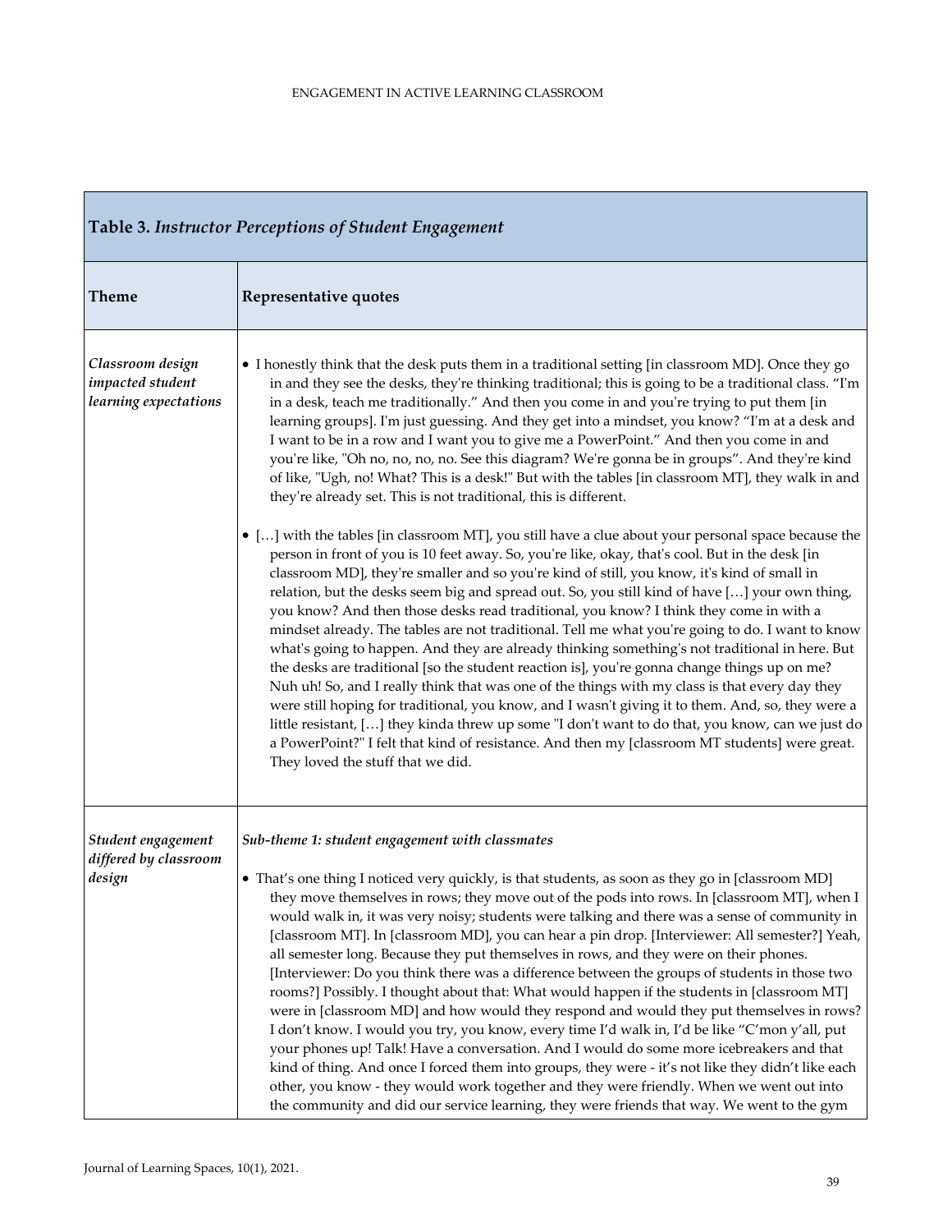| **Table 3.** *Instructor Perceptions of Student Engagement* | |
|---|---|
| **Theme** | **Representative quotes** |
| *Classroom design impacted student learning expectations* | • I honestly think that the desk puts them in a traditional setting [in classroom MD]. Once they go in and they see the desks, they're thinking traditional; this is going to be a traditional class. "I'm in a desk, teach me traditionally." And then you come in and you're trying to put them [in learning groups]. I'm just guessing. And they get into a mindset, you know? "I'm at a desk and I want to be in a row and I want you to give me a PowerPoint." And then you come in and you're like, "Oh no, no, no, no. See this diagram? We're gonna be in groups". And they're kind of like, "Ugh, no! What? This is a desk!" But with the tables [in classroom MT], they walk in and they're already set. This is not traditional, this is different.<br><br>• […] with the tables [in classroom MT], you still have a clue about your personal space because the person in front of you is 10 feet away. So, you're like, okay, that's cool. But in the desk [in classroom MD], they're smaller and so you're kind of still, you know, it's kind of small in relation, but the desks seem big and spread out. So, you still kind of have […] your own thing, you know? And then those desks read traditional, you know? I think they come in with a mindset already. The tables are not traditional. Tell me what you're going to do. I want to know what's going to happen. And they are already thinking something's not traditional in here. But the desks are traditional [so the student reaction is], you're gonna change things up on me? Nuh uh! So, and I really think that was one of the things with my class is that every day they were still hoping for traditional, you know, and I wasn't giving it to them. And, so, they were a little resistant, […] they kinda threw up some "I don't want to do that, you know, can we just do a PowerPoint?" I felt that kind of resistance. And then my [classroom MT students] were great. They loved the stuff that we did. |
| *Student engagement differed by classroom design* | ***Sub-theme 1: student engagement with classmates***<br><br>• That's one thing I noticed very quickly, is that students, as soon as they go in [classroom MD] they move themselves in rows; they move out of the pods into rows. In [classroom MT], when I would walk in, it was very noisy; students were talking and there was a sense of community in [classroom MT]. In [classroom MD], you can hear a pin drop. [Interviewer: All semester?] Yeah, all semester long. Because they put themselves in rows, and they were on their phones. [Interviewer: Do you think there was a difference between the groups of students in those two rooms?] Possibly. I thought about that: What would happen if the students in [classroom MT] were in [classroom MD] and how would they respond and would they put themselves in rows? I don't know. I would you try, you know, every time I'd walk in, I'd be like "C'mon y'all, put your phones up! Talk! Have a conversation. And I would do some more icebreakers and that kind of thing. And once I forced them into groups, they were - it's not like they didn't like each other, you know - they would work together and they were friendly. When we went out into the community and did our service learning, they were friends that way. We went to the gym |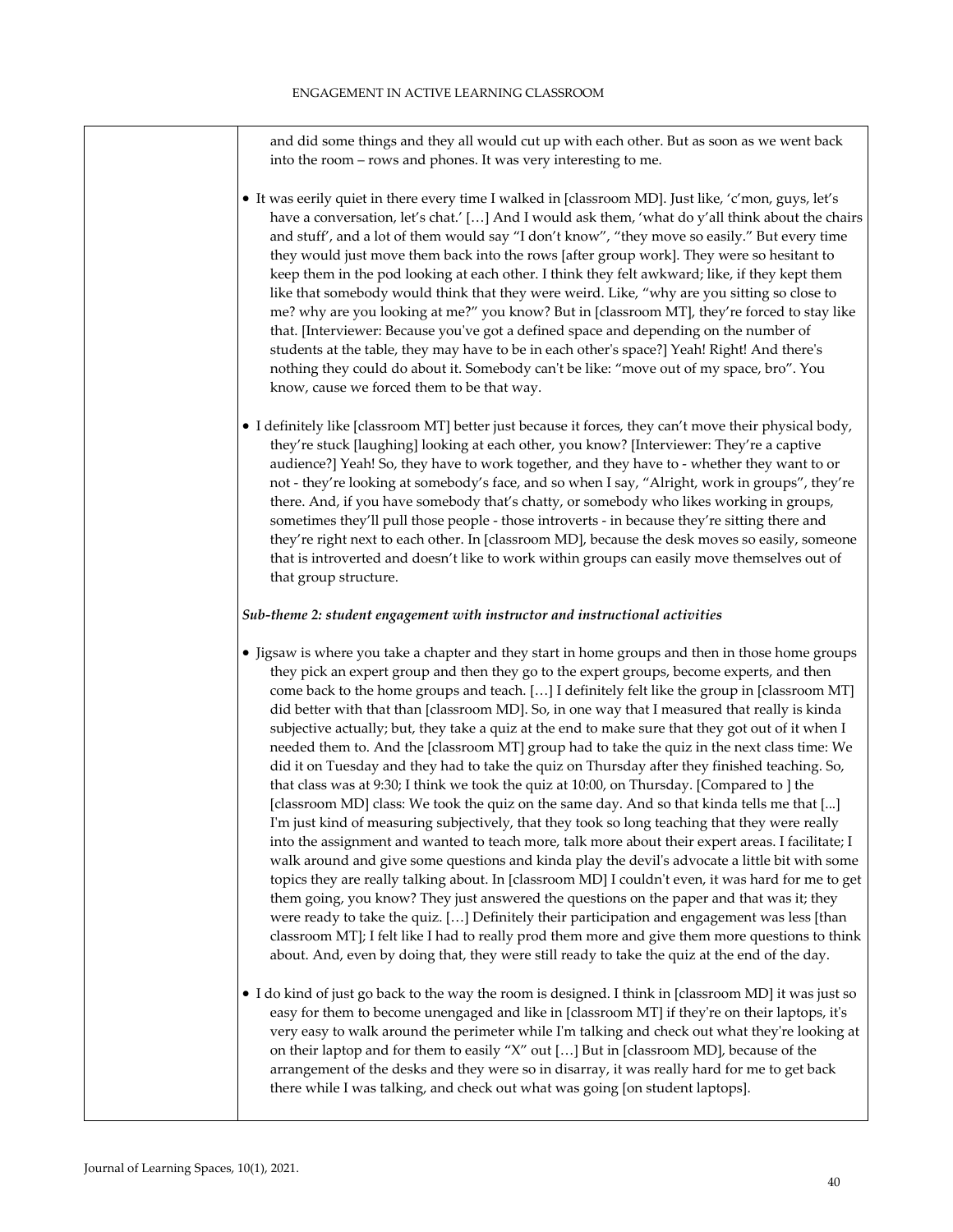| | and did some things and they all would cut up with each other. But as soon as we went back into the room – rows and phones. It was very interesting to me.<br><br>• It was eerily quiet in there every time I walked in [classroom MD]. Just like, 'c'mon, guys, let's have a conversation, let's chat.' […] And I would ask them, 'what do y'all think about the chairs and stuff', and a lot of them would say "I don't know", "they move so easily." But every time they would just move them back into the rows [after group work]. They were so hesitant to keep them in the pod looking at each other. I think they felt awkward; like, if they kept them like that somebody would think that they were weird. Like, "why are you sitting so close to me? why are you looking at me?" you know? But in [classroom MT], they're forced to stay like that. [Interviewer: Because you've got a defined space and depending on the number of students at the table, they may have to be in each other's space?] Yeah! Right! And there's nothing they could do about it. Somebody can't be like: "move out of my space, bro". You know, cause we forced them to be that way.<br><br>• I definitely like [classroom MT] better just because it forces, they can't move their physical body, they're stuck [laughing] looking at each other, you know? [Interviewer: They're a captive audience?] Yeah! So, they have to work together, and they have to - whether they want to or not - they're looking at somebody's face, and so when I say, "Alright, work in groups", they're there. And, if you have somebody that's chatty, or somebody who likes working in groups, sometimes they'll pull those people - those introverts - in because they're sitting there and they're right next to each other. In [classroom MD], because the desk moves so easily, someone that is introverted and doesn't like to work within groups can easily move themselves out of that group structure.<br><br>***Sub-theme 2: student engagement with instructor and instructional activities***<br><br>• Jigsaw is where you take a chapter and they start in home groups and then in those home groups they pick an expert group and then they go to the expert groups, become experts, and then come back to the home groups and teach. […] I definitely felt like the group in [classroom MT] did better with that than [classroom MD]. So, in one way that I measured that really is kinda subjective actually; but, they take a quiz at the end to make sure that they got out of it when I needed them to. And the [classroom MT] group had to take the quiz in the next class time: We did it on Tuesday and they had to take the quiz on Thursday after they finished teaching. So, that class was at 9:30; I think we took the quiz at 10:00, on Thursday. [Compared to ] the [classroom MD] class: We took the quiz on the same day. And so that kinda tells me that [...] I'm just kind of measuring subjectively, that they took so long teaching that they were really into the assignment and wanted to teach more, talk more about their expert areas. I facilitate; I walk around and give some questions and kinda play the devil's advocate a little bit with some topics they are really talking about. In [classroom MD] I couldn't even, it was hard for me to get them going, you know? They just answered the questions on the paper and that was it; they were ready to take the quiz. […] Definitely their participation and engagement was less [than classroom MT]; I felt like I had to really prod them more and give them more questions to think about. And, even by doing that, they were still ready to take the quiz at the end of the day.<br><br>• I do kind of just go back to the way the room is designed. I think in [classroom MD] it was just so easy for them to become unengaged and like in [classroom MT] if they're on their laptops, it's very easy to walk around the perimeter while I'm talking and check out what they're looking at on their laptop and for them to easily "X" out […] But in [classroom MD], because of the arrangement of the desks and they were so in disarray, it was really hard for me to get back there while I was talking, and check out what was going [on student laptops]. |
|---|---|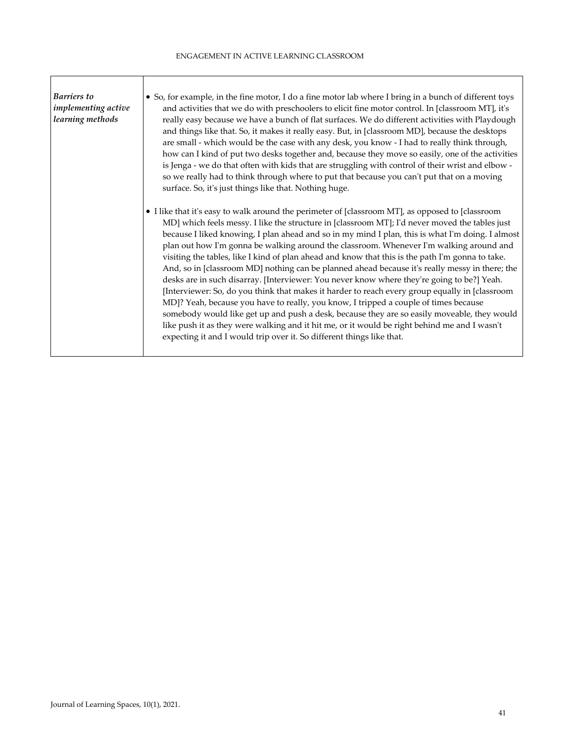| | |
|---|---|
| *Barriers to implementing active learning methods* | • So, for example, in the fine motor, I do a fine motor lab where I bring in a bunch of different toys and activities that we do with preschoolers to elicit fine motor control. In [classroom MT], it's really easy because we have a bunch of flat surfaces. We do different activities with Playdough and things like that. So, it makes it really easy. But, in [classroom MD], because the desktops are small - which would be the case with any desk, you know - I had to really think through, how can I kind of put two desks together and, because they move so easily, one of the activities is Jenga - we do that often with kids that are struggling with control of their wrist and elbow - so we really had to think through where to put that because you can't put that on a moving surface. So, it's just things like that. Nothing huge.<br><br>• I like that it's easy to walk around the perimeter of [classroom MT], as opposed to [classroom MD] which feels messy. I like the structure in [classroom MT]; I'd never moved the tables just because I liked knowing, I plan ahead and so in my mind I plan, this is what I'm doing. I almost plan out how I'm gonna be walking around the classroom. Whenever I'm walking around and visiting the tables, like I kind of plan ahead and know that this is the path I'm gonna to take. And, so in [classroom MD] nothing can be planned ahead because it's really messy in there; the desks are in such disarray. [Interviewer: You never know where they're going to be?] Yeah. [Interviewer: So, do you think that makes it harder to reach every group equally in [classroom MD]? Yeah, because you have to really, you know, I tripped a couple of times because somebody would like get up and push a desk, because they are so easily moveable, they would like push it as they were walking and it hit me, or it would be right behind me and I wasn't expecting it and I would trip over it. So different things like that. |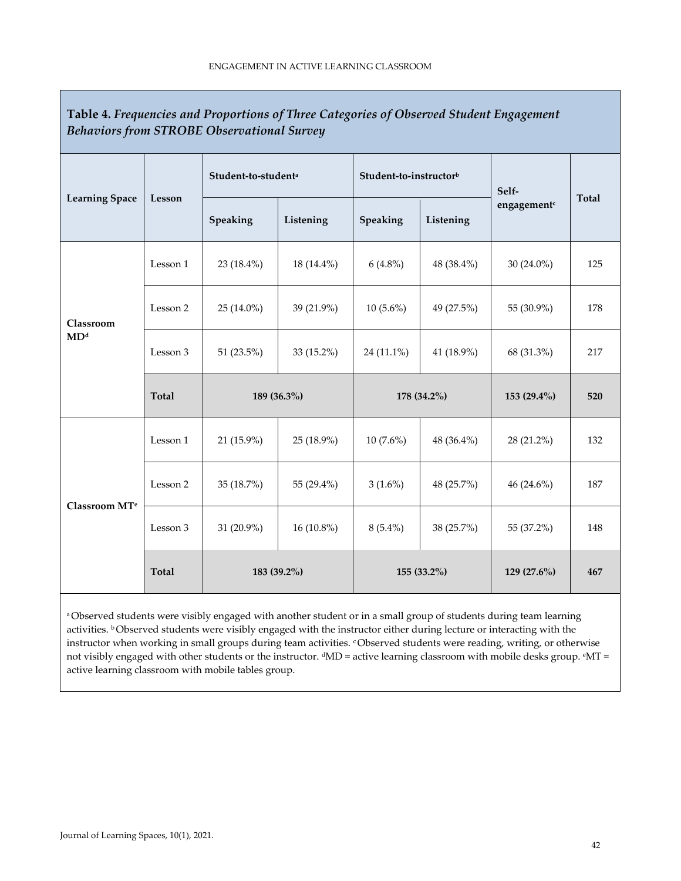**Table 4.** *Frequencies and Proportions of Three Categories of Observed Student Engagement Behaviors from STROBE Observational Survey*

| Learning Space | Lesson | Student-to-student[a] | | Student-to-instructor[b] | | Self-engagement[c] | Total |
|---|---|---|---|---|---|---|---|
| | | Speaking | Listening | Speaking | Listening | | |
| Classroom MD[d] | Lesson 1 | 23 (18.4%) | 18 (14.4%) | 6 (4.8%) | 48 (38.4%) | 30 (24.0%) | 125 |
| | Lesson 2 | 25 (14.0%) | 39 (21.9%) | 10 (5.6%) | 49 (27.5%) | 55 (30.9%) | 178 |
| | Lesson 3 | 51 (23.5%) | 33 (15.2%) | 24 (11.1%) | 41 (18.9%) | 68 (31.3%) | 217 |
| | **Total** | **189 (36.3%)** | | **178 (34.2%)** | | **153 (29.4%)** | **520** |
| Classroom MT[e] | Lesson 1 | 21 (15.9%) | 25 (18.9%) | 10 (7.6%) | 48 (36.4%) | 28 (21.2%) | 132 |
| | Lesson 2 | 35 (18.7%) | 55 (29.4%) | 3 (1.6%) | 48 (25.7%) | 46 (24.6%) | 187 |
| | Lesson 3 | 31 (20.9%) | 16 (10.8%) | 8 (5.4%) | 38 (25.7%) | 55 (37.2%) | 148 |
| | **Total** | **183 (39.2%)** | | **155 (33.2%)** | | **129 (27.6%)** | **467** |

[a] Observed students were visibly engaged with another student or in a small group of students during team learning activities. [b] Observed students were visibly engaged with the instructor either during lecture or interacting with the instructor when working in small groups during team activities. [c] Observed students were reading, writing, or otherwise not visibly engaged with other students or the instructor. [d] MD = active learning classroom with mobile desks group. [e] MT = active learning classroom with mobile tables group.